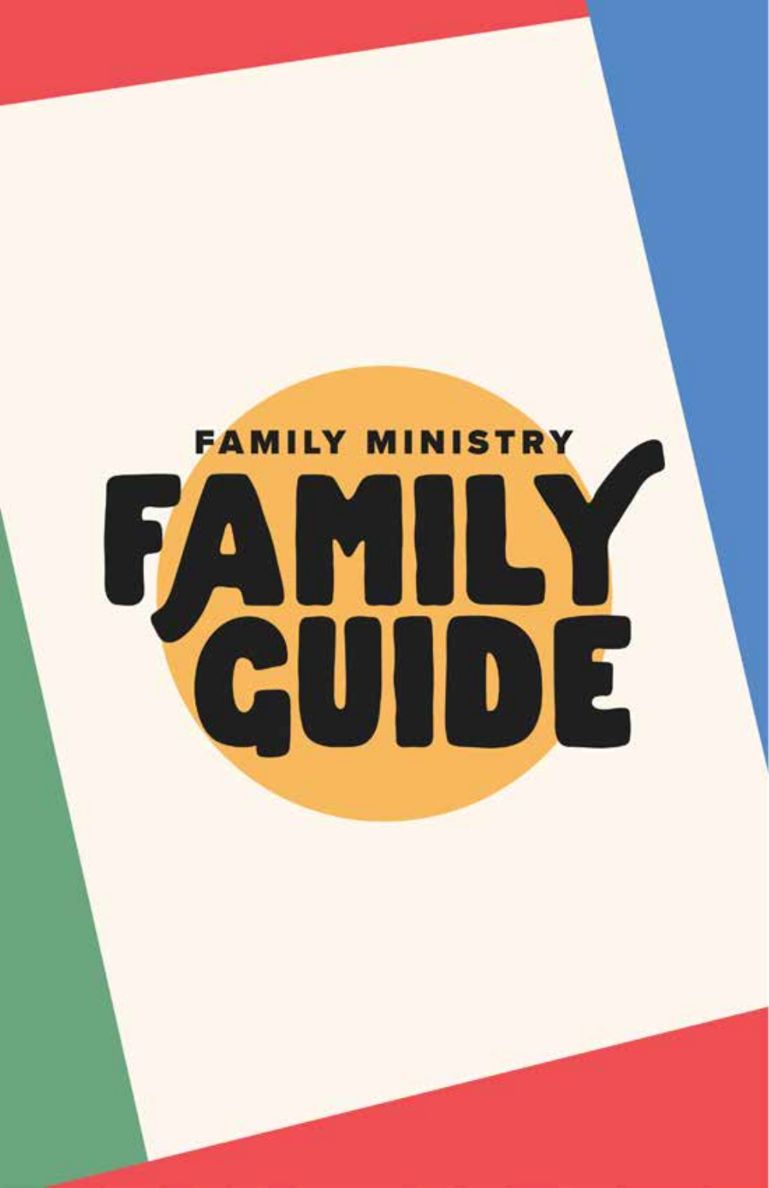FAMILY MINISTRY

# FAMILY GUIDE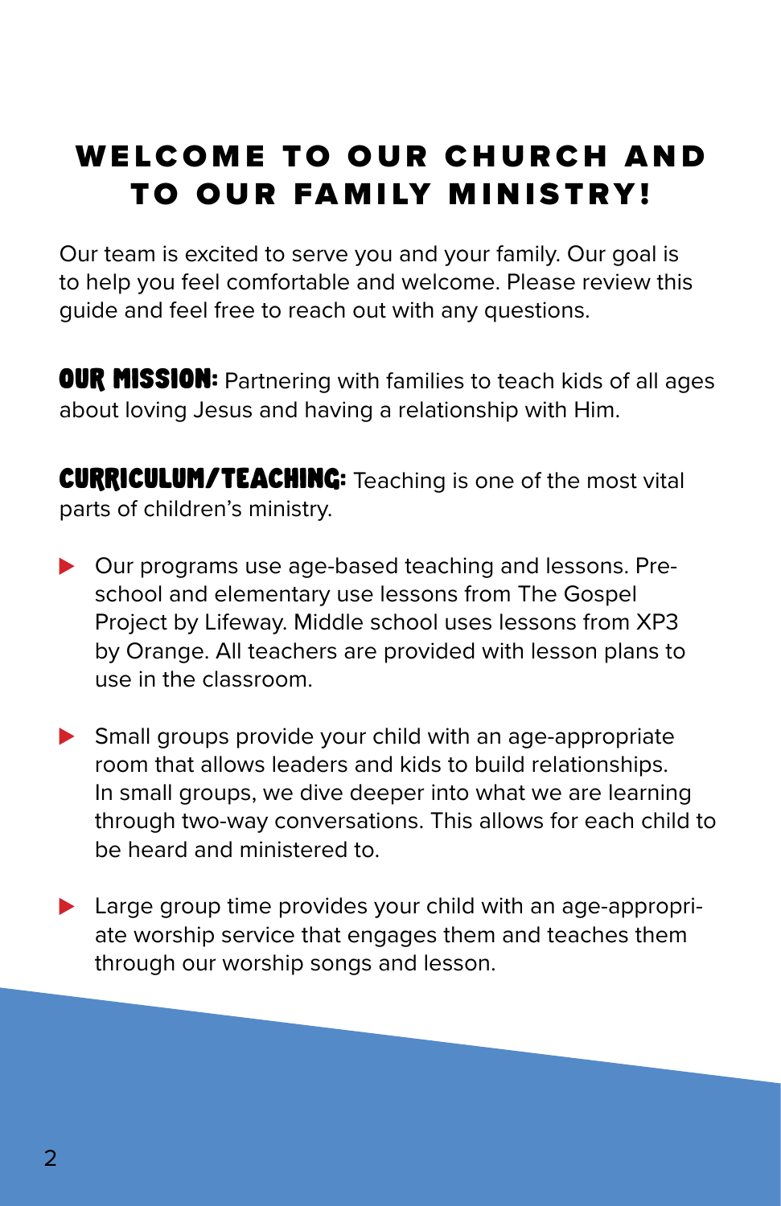# WELCOME TO OUR CHURCH AND TO OUR FAMILY MINISTRY!

Our team is excited to serve you and your family. Our goal is to help you feel comfortable and welcome. Please review this guide and feel free to reach out with any questions.

**OUR MISSION:** Partnering with families to teach kids of all ages about loving Jesus and having a relationship with Him.

**CURRICULUM/TEACHING:** Teaching is one of the most vital parts of children's ministry.

- Our programs use age-based teaching and lessons. Preschool and elementary use lessons from The Gospel Project by Lifeway. Middle school uses lessons from XP3 by Orange. All teachers are provided with lesson plans to use in the classroom.
- Small groups provide your child with an age-appropriate room that allows leaders and kids to build relationships. In small groups, we dive deeper into what we are learning through two-way conversations. This allows for each child to be heard and ministered to.
- Large group time provides your child with an age-appropriate worship service that engages them and teaches them through our worship songs and lesson.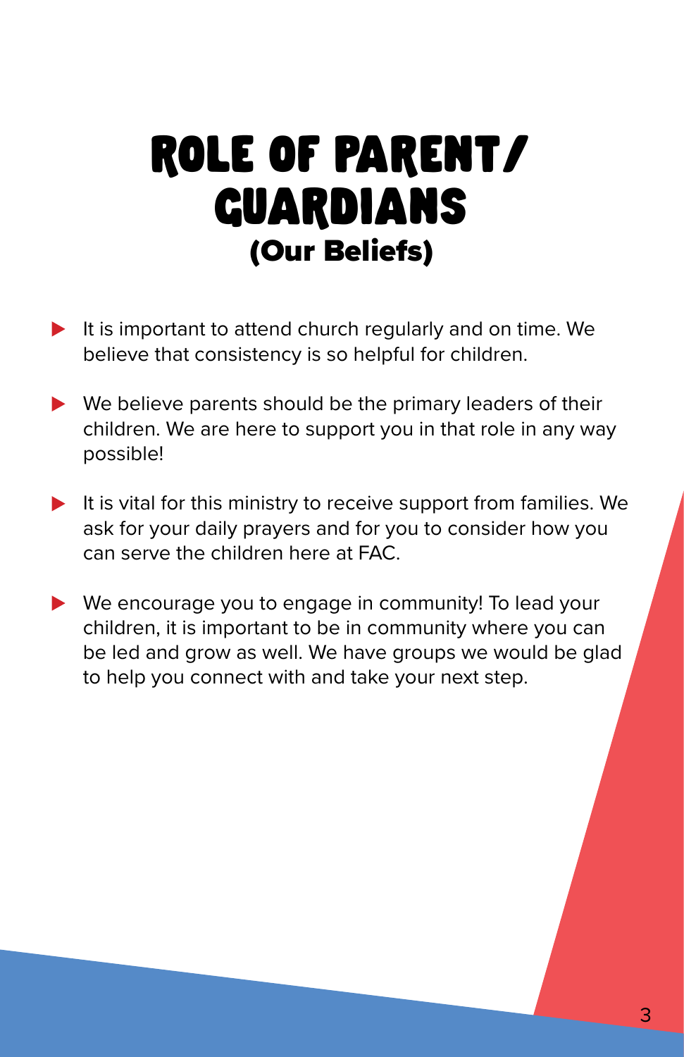# ROLE OF PARENT/ GUARDIANS

## (Our Beliefs)

- It is important to attend church regularly and on time. We believe that consistency is so helpful for children.
- We believe parents should be the primary leaders of their children. We are here to support you in that role in any way possible!
- It is vital for this ministry to receive support from families. We ask for your daily prayers and for you to consider how you can serve the children here at FAC.
- We encourage you to engage in community! To lead your children, it is important to be in community where you can be led and grow as well. We have groups we would be glad to help you connect with and take your next step.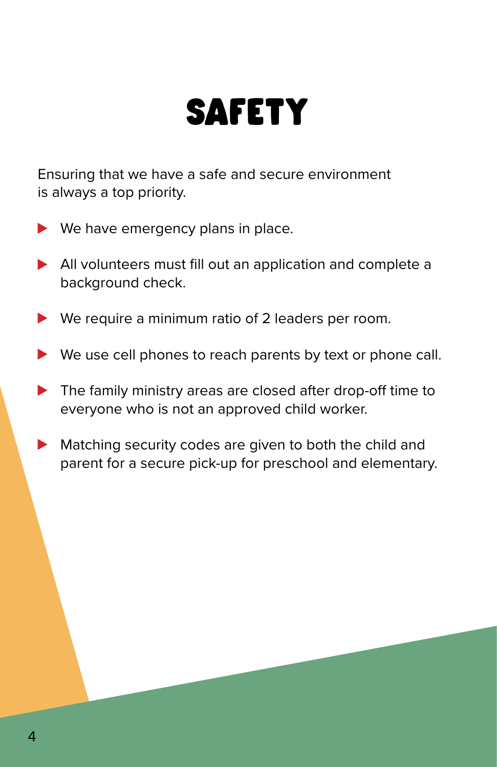# SAFETY

Ensuring that we have a safe and secure environment is always a top priority.

- We have emergency plans in place.
- All volunteers must fill out an application and complete a background check.
- We require a minimum ratio of 2 leaders per room.
- We use cell phones to reach parents by text or phone call.
- The family ministry areas are closed after drop-off time to everyone who is not an approved child worker.
- Matching security codes are given to both the child and parent for a secure pick-up for preschool and elementary.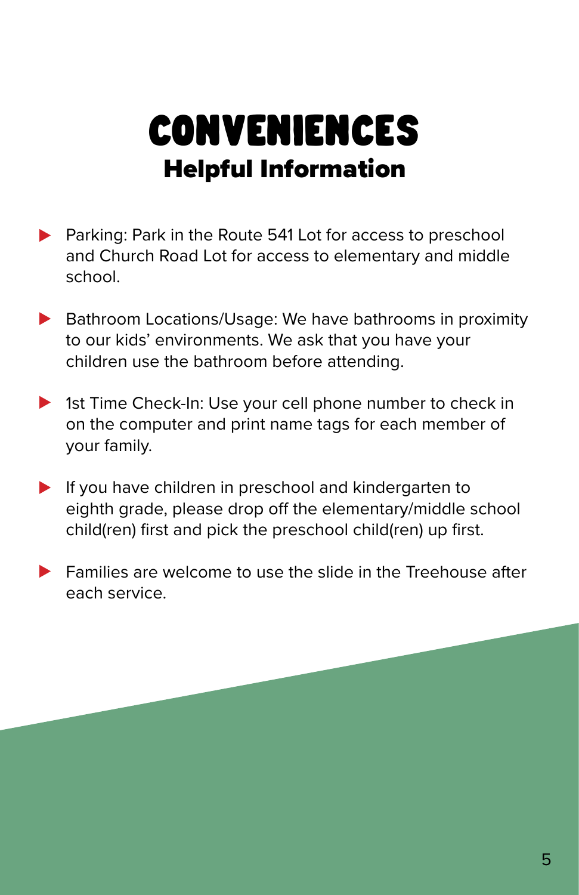# CONVENIENCES

## Helpful Information

- Parking: Park in the Route 541 Lot for access to preschool and Church Road Lot for access to elementary and middle school.
- Bathroom Locations/Usage: We have bathrooms in proximity to our kids' environments. We ask that you have your children use the bathroom before attending.
- 1st Time Check-In: Use your cell phone number to check in on the computer and print name tags for each member of your family.
- If you have children in preschool and kindergarten to eighth grade, please drop off the elementary/middle school child(ren) first and pick the preschool child(ren) up first.
- Families are welcome to use the slide in the Treehouse after each service.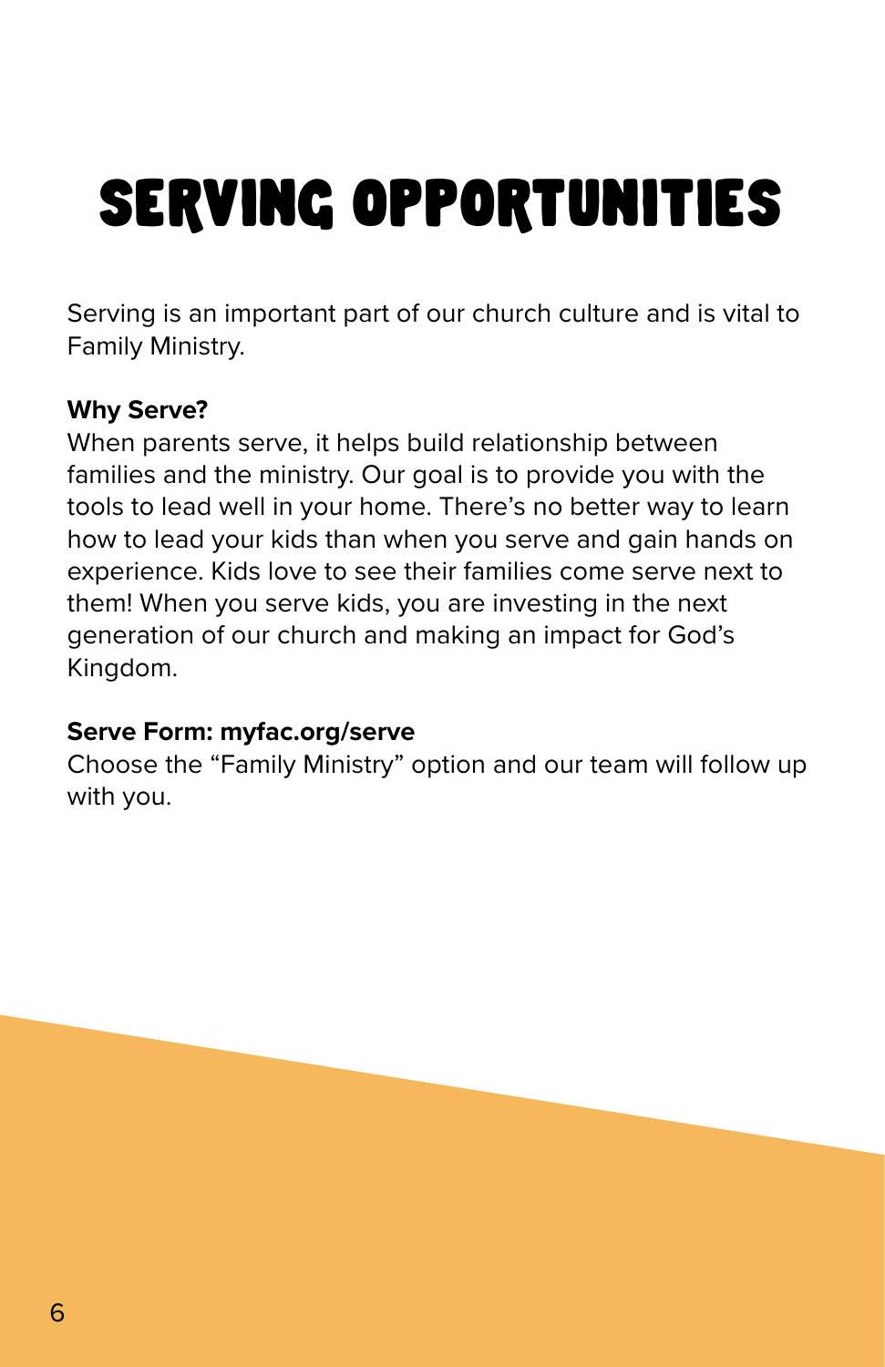# SERVING OPPORTUNITIES

Serving is an important part of our church culture and is vital to Family Ministry.

**Why Serve?**

When parents serve, it helps build relationship between families and the ministry. Our goal is to provide you with the tools to lead well in your home. There's no better way to learn how to lead your kids than when you serve and gain hands on experience. Kids love to see their families come serve next to them! When you serve kids, you are investing in the next generation of our church and making an impact for God's Kingdom.

**Serve Form: myfac.org/serve**

Choose the "Family Ministry" option and our team will follow up with you.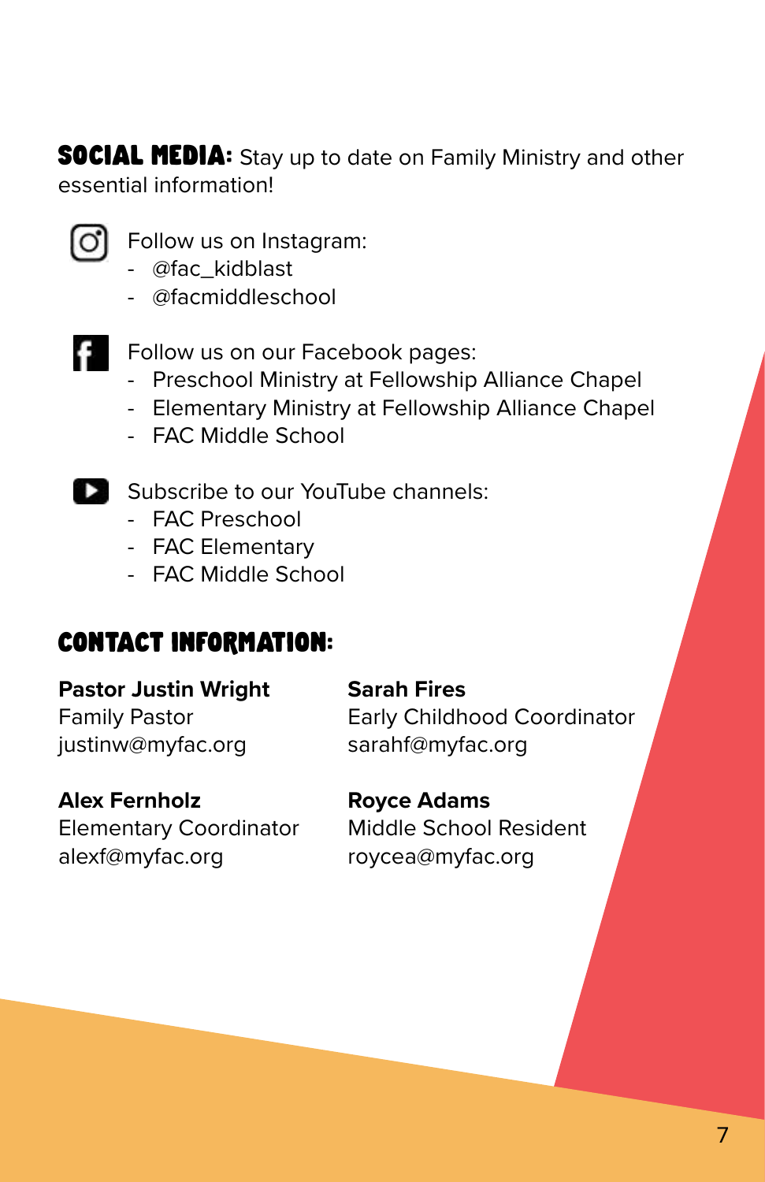**SOCIAL MEDIA:** Stay up to date on Family Ministry and other essential information!

Follow us on Instagram:
- @fac_kidblast
- @facmiddleschool

Follow us on our Facebook pages:
- Preschool Ministry at Fellowship Alliance Chapel
- Elementary Ministry at Fellowship Alliance Chapel
- FAC Middle School

Subscribe to our YouTube channels:
- FAC Preschool
- FAC Elementary
- FAC Middle School

## CONTACT INFORMATION:

**Pastor Justin Wright**
Family Pastor
justinw@myfac.org

**Alex Fernholz**
Elementary Coordinator
alexf@myfac.org

**Sarah Fires**
Early Childhood Coordinator
sarahf@myfac.org

**Royce Adams**
Middle School Resident
roycea@myfac.org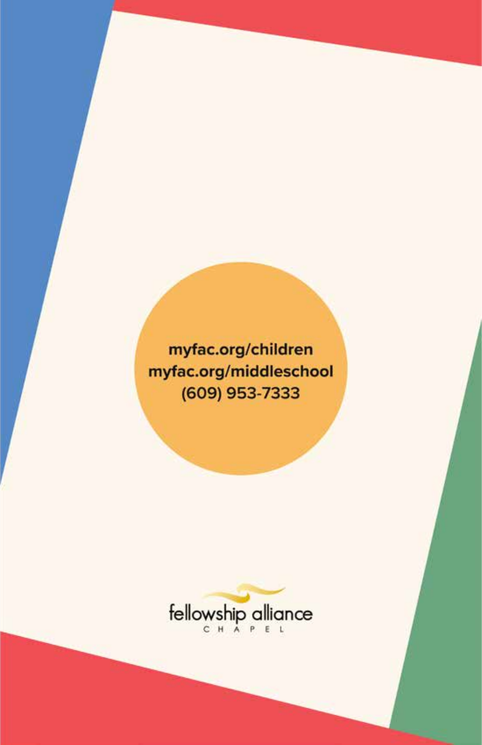myfac.org/children
myfac.org/middleschool
(609) 953-7333

fellowship alliance
CHAPEL